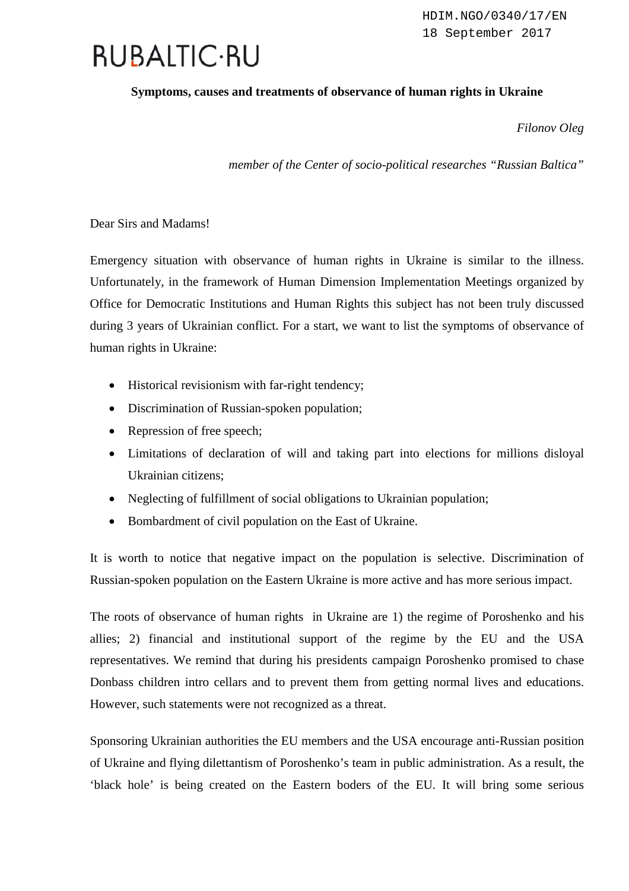HDIM.NGO/0340/17/EN
18 September 2017

RUBALTIC·RU

**Symptoms, causes and treatments of observance of human rights in Ukraine**

*Filonov Oleg*

*member of the Center of socio-political researches "Russian Baltica"*

Dear Sirs and Madams!

Emergency situation with observance of human rights in Ukraine is similar to the illness. Unfortunately, in the framework of Human Dimension Implementation Meetings organized by Office for Democratic Institutions and Human Rights this subject has not been truly discussed during 3 years of Ukrainian conflict. For a start, we want to list the symptoms of observance of human rights in Ukraine:

- Historical revisionism with far-right tendency;
- Discrimination of Russian-spoken population;
- Repression of free speech;
- Limitations of declaration of will and taking part into elections for millions disloyal Ukrainian citizens;
- Neglecting of fulfillment of social obligations to Ukrainian population;
- Bombardment of civil population on the East of Ukraine.

It is worth to notice that negative impact on the population is selective. Discrimination of Russian-spoken population on the Eastern Ukraine is more active and has more serious impact.

The roots of observance of human rights in Ukraine are 1) the regime of Poroshenko and his allies; 2) financial and institutional support of the regime by the EU and the USA representatives. We remind that during his presidents campaign Poroshenko promised to chase Donbass children intro cellars and to prevent them from getting normal lives and educations. However, such statements were not recognized as a threat.

Sponsoring Ukrainian authorities the EU members and the USA encourage anti-Russian position of Ukraine and flying dilettantism of Poroshenko's team in public administration. As a result, the 'black hole' is being created on the Eastern boders of the EU. It will bring some serious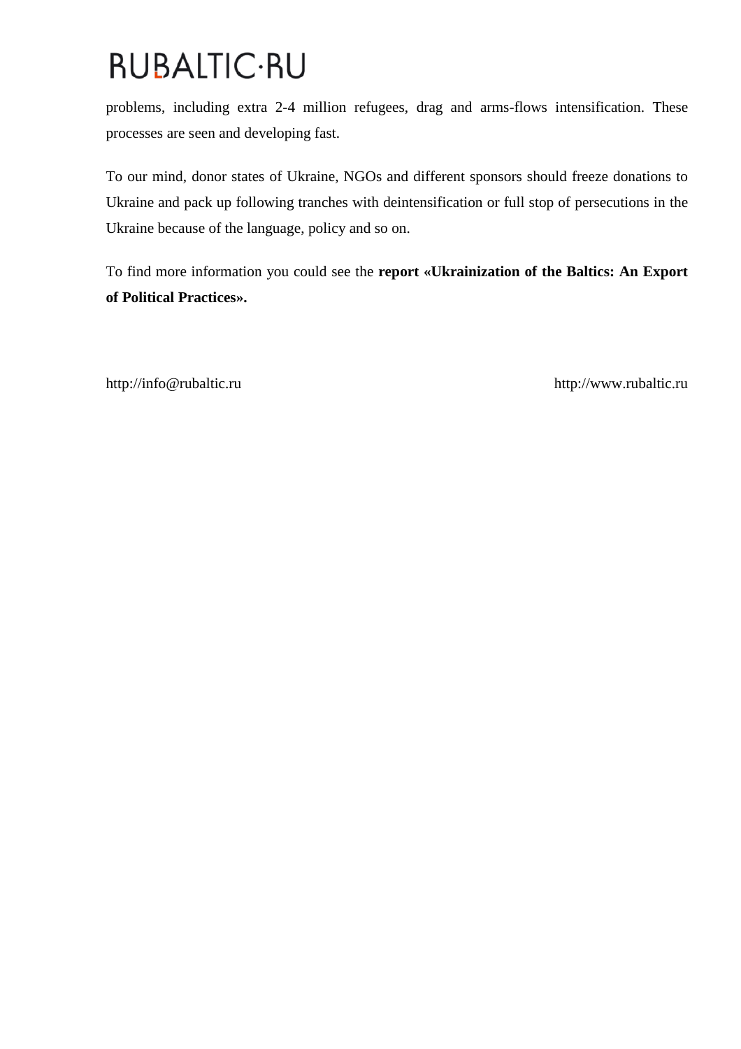problems, including extra 2-4 million refugees, drag and arms-flows intensification. These processes are seen and developing fast.

To our mind, donor states of Ukraine, NGOs and different sponsors should freeze donations to Ukraine and pack up following tranches with deintensification or full stop of persecutions in the Ukraine because of the language, policy and so on.

To find more information you could see the **report «Ukrainization of the Baltics: An Export of Political Practices».**

http://info@rubaltic.ru http://www.rubaltic.ru